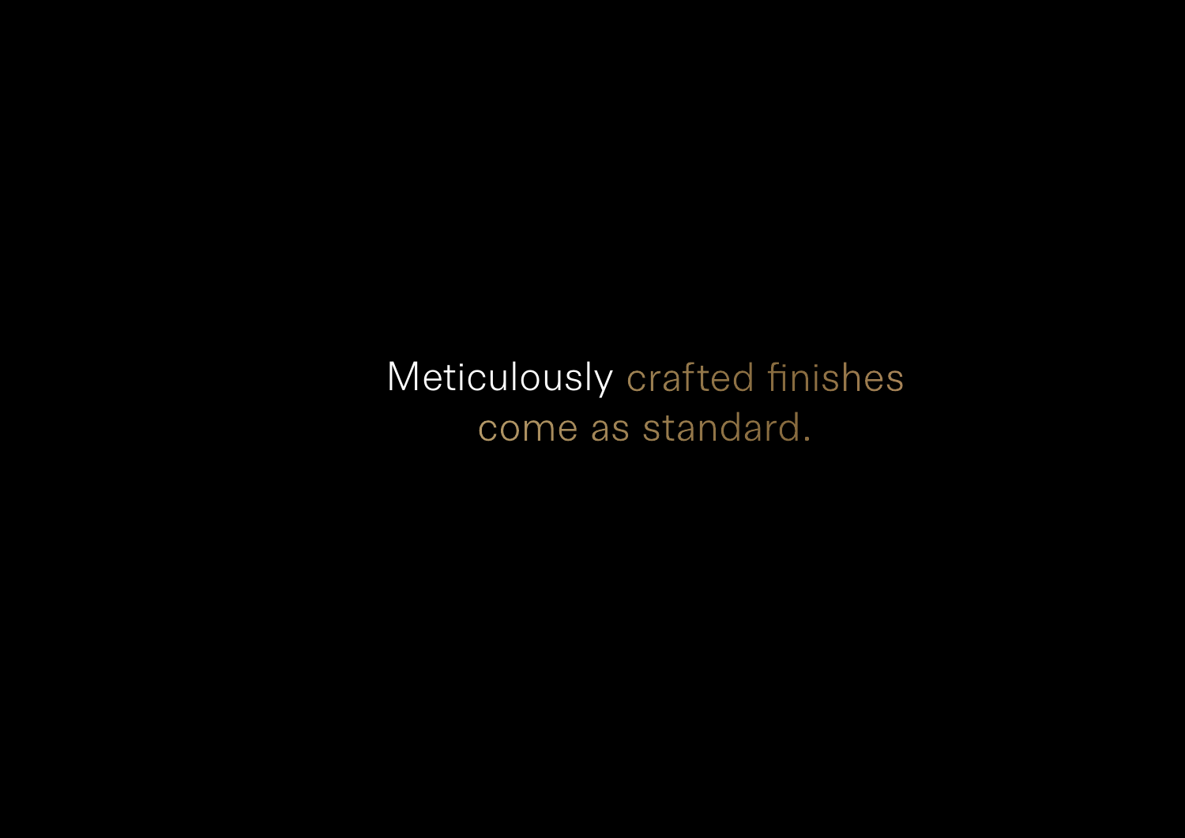Meticulously crafted finishes come as standard.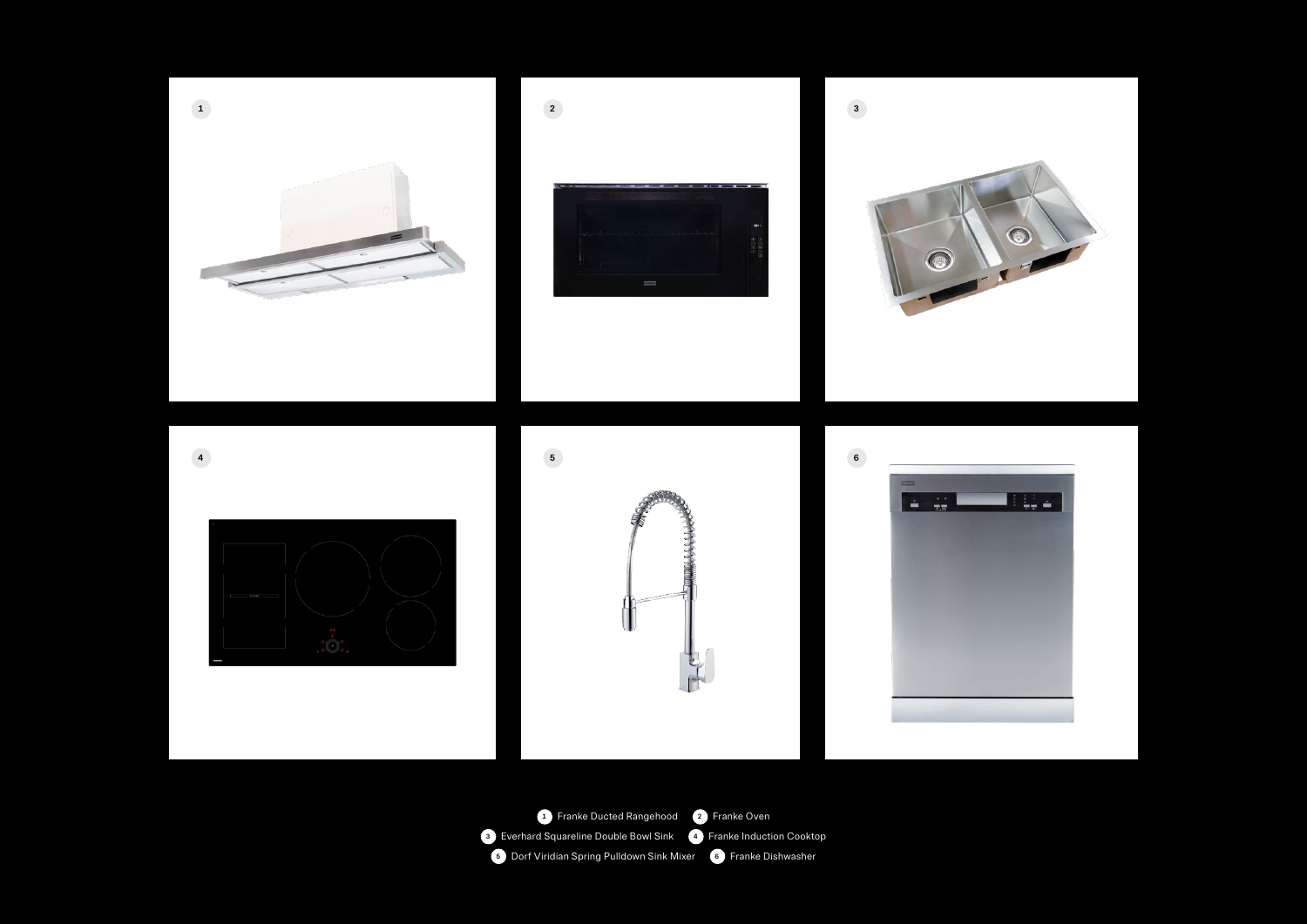1 Franke Ducted Rangehood
2 Franke Oven
3 Everhard Squareline Double Bowl Sink
4 Franke Induction Cooktop
5 Dorf Viridian Spring Pulldown Sink Mixer
6 Franke Dishwasher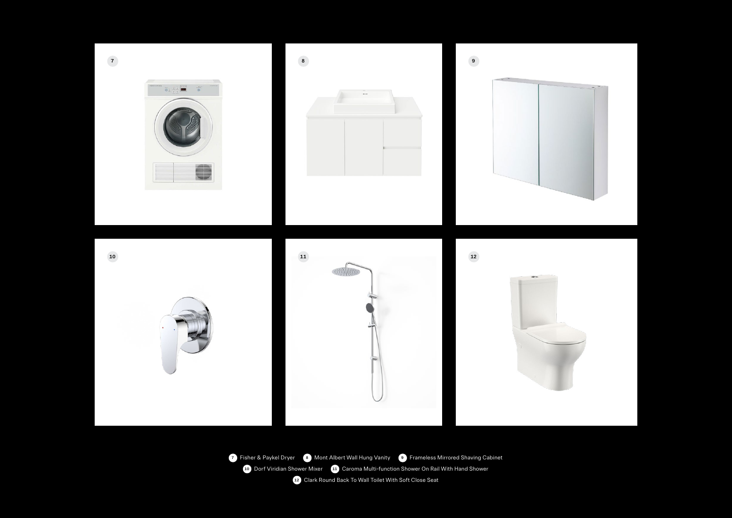7 Fisher & Paykel Dryer 8 Mont Albert Wall Hung Vanity 9 Frameless Mirrored Shaving Cabinet
10 Dorf Viridian Shower Mixer 11 Caroma Multi-function Shower On Rail With Hand Shower
12 Clark Round Back To Wall Toilet With Soft Close Seat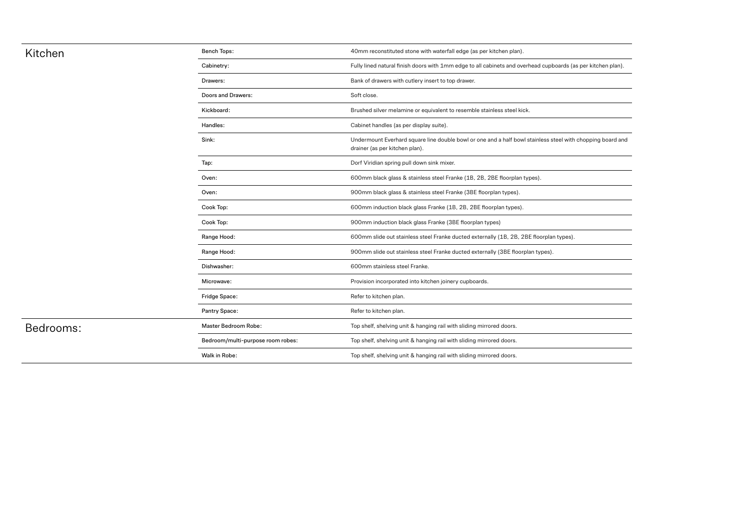## Kitchen

| | |
|---|---|
| Bench Tops: | 40mm reconstituted stone with waterfall edge (as per kitchen plan). |
| Cabinetry: | Fully lined natural finish doors with 1mm edge to all cabinets and overhead cupboards (as per kitchen plan). |
| Drawers: | Bank of drawers with cutlery insert to top drawer. |
| Doors and Drawers: | Soft close. |
| Kickboard: | Brushed silver melamine or equivalent to resemble stainless steel kick. |
| Handles: | Cabinet handles (as per display suite). |
| Sink: | Undermount Everhard square line double bowl or one and a half bowl stainless steel with chopping board and drainer (as per kitchen plan). |
| Tap: | Dorf Viridian spring pull down sink mixer. |
| Oven: | 600mm black glass & stainless steel Franke (1B, 2B, 2BE floorplan types). |
| Oven: | 900mm black glass & stainless steel Franke (3BE floorplan types). |
| Cook Top: | 600mm induction black glass Franke (1B, 2B, 2BE floorplan types). |
| Cook Top: | 900mm induction black glass Franke (3BE floorplan types) |
| Range Hood: | 600mm slide out stainless steel Franke ducted externally (1B, 2B, 2BE floorplan types). |
| Range Hood: | 900mm slide out stainless steel Franke ducted externally (3BE floorplan types). |
| Dishwasher: | 600mm stainless steel Franke. |
| Microwave: | Provision incorporated into kitchen joinery cupboards. |
| Fridge Space: | Refer to kitchen plan. |
| Pantry Space: | Refer to kitchen plan. |

## Bedrooms:

| | |
|---|---|
| Master Bedroom Robe: | Top shelf, shelving unit & hanging rail with sliding mirrored doors. |
| Bedroom/multi-purpose room robes: | Top shelf, shelving unit & hanging rail with sliding mirrored doors. |
| Walk in Robe: | Top shelf, shelving unit & hanging rail with sliding mirrored doors. |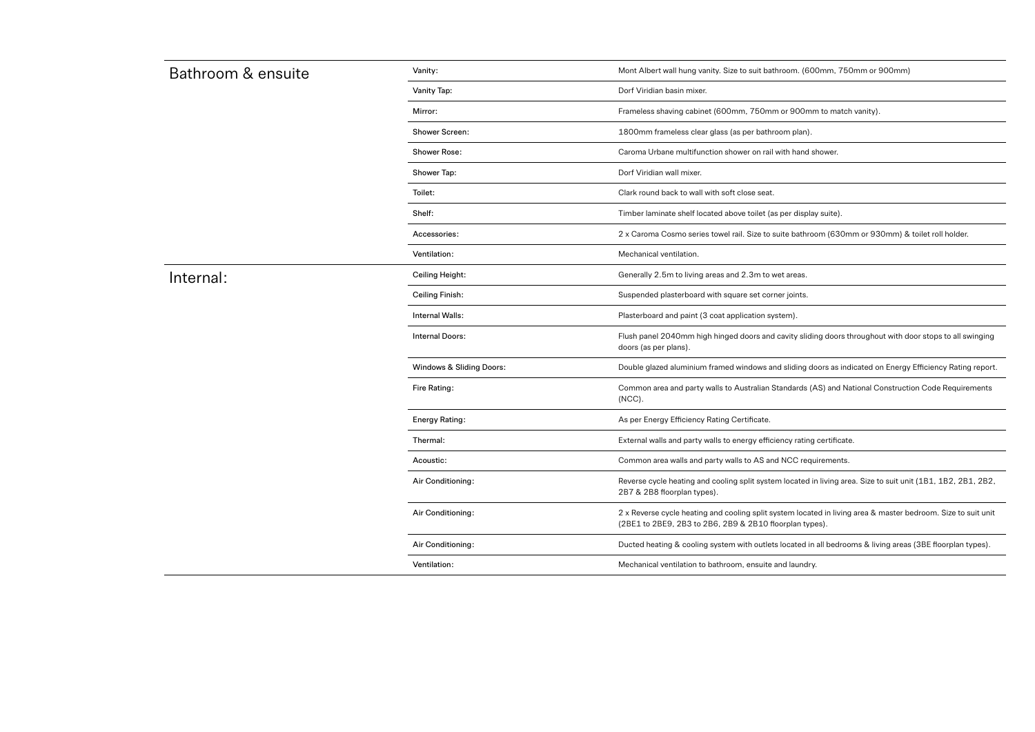## Bathroom & ensuite

| | |
|---|---|
| Vanity: | Mont Albert wall hung vanity. Size to suit bathroom. (600mm, 750mm or 900mm) |
| Vanity Tap: | Dorf Viridian basin mixer. |
| Mirror: | Frameless shaving cabinet (600mm, 750mm or 900mm to match vanity). |
| Shower Screen: | 1800mm frameless clear glass (as per bathroom plan). |
| Shower Rose: | Caroma Urbane multifunction shower on rail with hand shower. |
| Shower Tap: | Dorf Viridian wall mixer. |
| Toilet: | Clark round back to wall with soft close seat. |
| Shelf: | Timber laminate shelf located above toilet (as per display suite). |
| Accessories: | 2 x Caroma Cosmo series towel rail. Size to suite bathroom (630mm or 930mm) & toilet roll holder. |
| Ventilation: | Mechanical ventilation. |

## Internal:

| | |
|---|---|
| Ceiling Height: | Generally 2.5m to living areas and 2.3m to wet areas. |
| Ceiling Finish: | Suspended plasterboard with square set corner joints. |
| Internal Walls: | Plasterboard and paint (3 coat application system). |
| Internal Doors: | Flush panel 2040mm high hinged doors and cavity sliding doors throughout with door stops to all swinging doors (as per plans). |
| Windows & Sliding Doors: | Double glazed aluminium framed windows and sliding doors as indicated on Energy Efficiency Rating report. |
| Fire Rating: | Common area and party walls to Australian Standards (AS) and National Construction Code Requirements (NCC). |
| Energy Rating: | As per Energy Efficiency Rating Certificate. |
| Thermal: | External walls and party walls to energy efficiency rating certificate. |
| Acoustic: | Common area walls and party walls to AS and NCC requirements. |
| Air Conditioning: | Reverse cycle heating and cooling split system located in living area. Size to suit unit (1B1, 1B2, 2B1, 2B2, 2B7 & 2B8 floorplan types). |
| Air Conditioning: | 2 x Reverse cycle heating and cooling split system located in living area & master bedroom. Size to suit unit (2BE1 to 2BE9, 2B3 to 2B6, 2B9 & 2B10 floorplan types). |
| Air Conditioning: | Ducted heating & cooling system with outlets located in all bedrooms & living areas (3BE floorplan types). |
| Ventilation: | Mechanical ventilation to bathroom, ensuite and laundry. |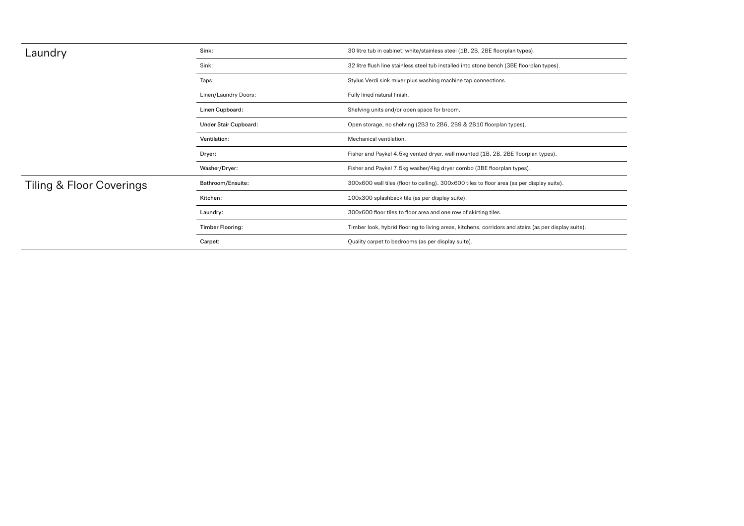## Laundry

| | |
|---|---|
| Sink: | 30 litre tub in cabinet, white/stainless steel (1B, 2B, 2BE floorplan types). |
| Sink: | 32 litre flush line stainless steel tub installed into stone bench (3BE floorplan types). |
| Taps: | Stylus Verdi sink mixer plus washing machine tap connections. |
| Linen/Laundry Doors: | Fully lined natural finish. |
| Linen Cupboard: | Shelving units and/or open space for broom. |
| Under Stair Cupboard: | Open storage, no shelving (2B3 to 2B6, 2B9 & 2B10 floorplan types). |
| Ventilation: | Mechanical ventilation. |
| Dryer: | Fisher and Paykel 4.5kg vented dryer, wall mounted (1B, 2B, 2BE floorplan types). |
| Washer/Dryer: | Fisher and Paykel 7.5kg washer/4kg dryer combo (3BE floorplan types). |

## Tiling & Floor Coverings

| | |
|---|---|
| Bathroom/Ensuite: | 300x600 wall tiles (floor to ceiling). 300x600 tiles to floor area (as per display suite). |
| Kitchen: | 100x300 splashback tile (as per display suite). |
| Laundry: | 300x600 floor tiles to floor area and one row of skirting tiles. |
| Timber Flooring: | Timber look, hybrid flooring to living areas, kitchens, corridors and stairs (as per display suite). |
| Carpet: | Quality carpet to bedrooms (as per display suite). |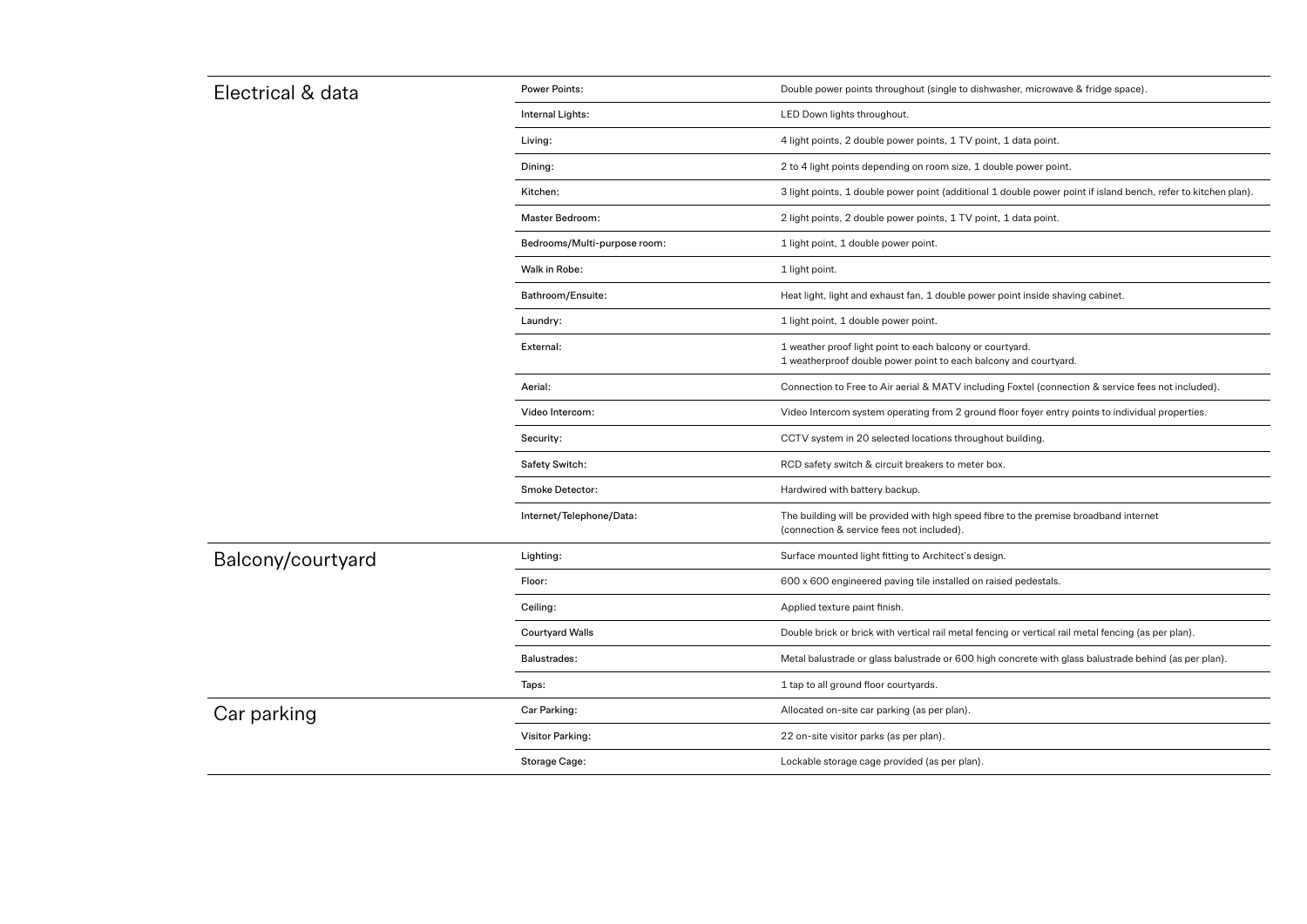## Electrical & data

| | |
|---|---|
| Power Points: | Double power points throughout (single to dishwasher, microwave & fridge space). |
| Internal Lights: | LED Down lights throughout. |
| Living: | 4 light points, 2 double power points, 1 TV point, 1 data point. |
| Dining: | 2 to 4 light points depending on room size, 1 double power point. |
| Kitchen: | 3 light points, 1 double power point (additional 1 double power point if island bench, refer to kitchen plan). |
| Master Bedroom: | 2 light points, 2 double power points, 1 TV point, 1 data point. |
| Bedrooms/Multi-purpose room: | 1 light point, 1 double power point. |
| Walk in Robe: | 1 light point. |
| Bathroom/Ensuite: | Heat light, light and exhaust fan, 1 double power point inside shaving cabinet. |
| Laundry: | 1 light point, 1 double power point. |
| External: | 1 weather proof light point to each balcony or courtyard.<br>1 weatherproof double power point to each balcony and courtyard. |
| Aerial: | Connection to Free to Air aerial & MATV including Foxtel (connection & service fees not included). |
| Video Intercom: | Video Intercom system operating from 2 ground floor foyer entry points to individual properties. |
| Security: | CCTV system in 20 selected locations throughout building. |
| Safety Switch: | RCD safety switch & circuit breakers to meter box. |
| Smoke Detector: | Hardwired with battery backup. |
| Internet/Telephone/Data: | The building will be provided with high speed fibre to the premise broadband internet (connection & service fees not included). |

## Balcony/courtyard

| | |
|---|---|
| Lighting: | Surface mounted light fitting to Architect's design. |
| Floor: | 600 x 600 engineered paving tile installed on raised pedestals. |
| Ceiling: | Applied texture paint finish. |
| Courtyard Walls | Double brick or brick with vertical rail metal fencing or vertical rail metal fencing (as per plan). |
| Balustrades: | Metal balustrade or glass balustrade or 600 high concrete with glass balustrade behind (as per plan). |
| Taps: | 1 tap to all ground floor courtyards. |

## Car parking

| | |
|---|---|
| Car Parking: | Allocated on-site car parking (as per plan). |
| Visitor Parking: | 22 on-site visitor parks (as per plan). |
| Storage Cage: | Lockable storage cage provided (as per plan). |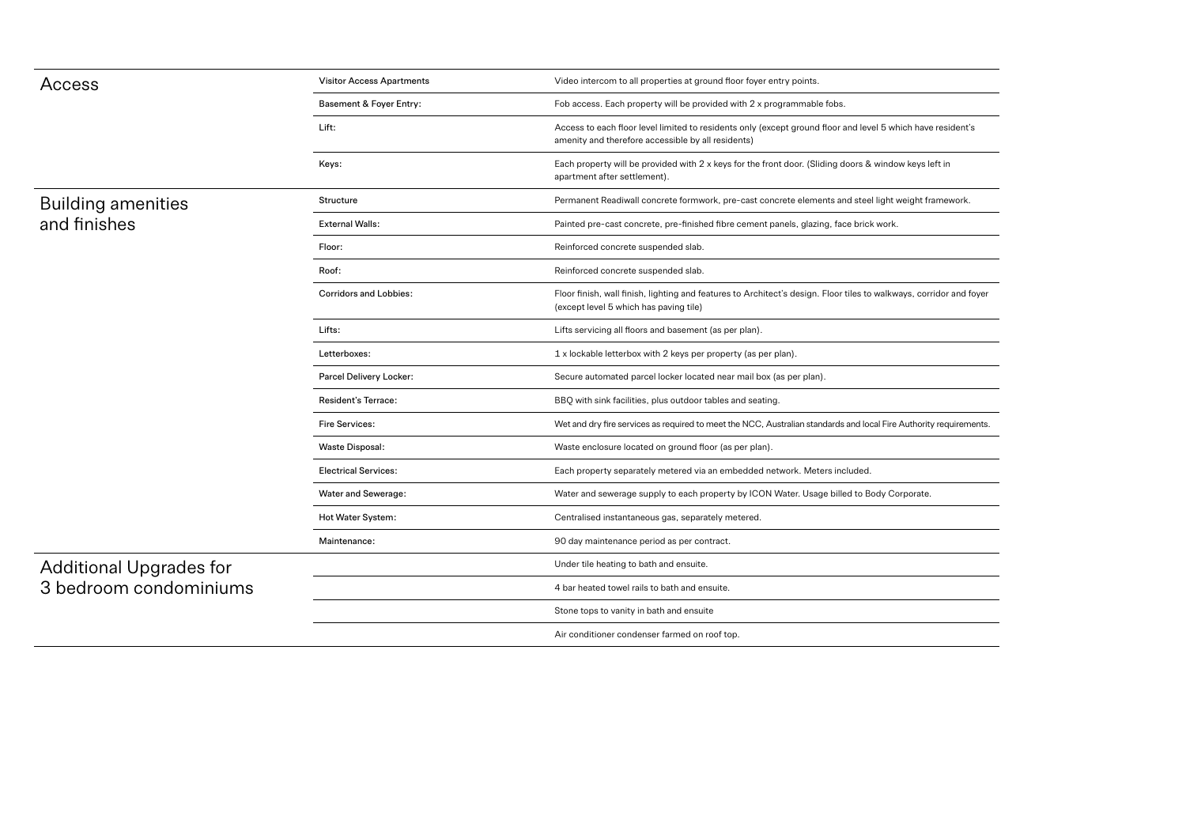| | | |
|---|---|---|
| Access | Visitor Access Apartments | Video intercom to all properties at ground floor foyer entry points. |
| | Basement & Foyer Entry: | Fob access. Each property will be provided with 2 x programmable fobs. |
| | Lift: | Access to each floor level limited to residents only (except ground floor and level 5 which have resident's amenity and therefore accessible by all residents) |
| | Keys: | Each property will be provided with 2 x keys for the front door. (Sliding doors & window keys left in apartment after settlement). |
| Building amenities and finishes | Structure | Permanent Readiwall concrete formwork, pre-cast concrete elements and steel light weight framework. |
| | External Walls: | Painted pre-cast concrete, pre-finished fibre cement panels, glazing, face brick work. |
| | Floor: | Reinforced concrete suspended slab. |
| | Roof: | Reinforced concrete suspended slab. |
| | Corridors and Lobbies: | Floor finish, wall finish, lighting and features to Architect's design. Floor tiles to walkways, corridor and foyer (except level 5 which has paving tile) |
| | Lifts: | Lifts servicing all floors and basement (as per plan). |
| | Letterboxes: | 1 x lockable letterbox with 2 keys per property (as per plan). |
| | Parcel Delivery Locker: | Secure automated parcel locker located near mail box (as per plan). |
| | Resident's Terrace: | BBQ with sink facilities, plus outdoor tables and seating. |
| | Fire Services: | Wet and dry fire services as required to meet the NCC, Australian standards and local Fire Authority requirements. |
| | Waste Disposal: | Waste enclosure located on ground floor (as per plan). |
| | Electrical Services: | Each property separately metered via an embedded network. Meters included. |
| | Water and Sewerage: | Water and sewerage supply to each property by ICON Water. Usage billed to Body Corporate. |
| | Hot Water System: | Centralised instantaneous gas, separately metered. |
| | Maintenance: | 90 day maintenance period as per contract. |
| Additional Upgrades for 3 bedroom condominiums | | Under tile heating to bath and ensuite. |
| | | 4 bar heated towel rails to bath and ensuite. |
| | | Stone tops to vanity in bath and ensuite |
| | | Air conditioner condenser farmed on roof top. |